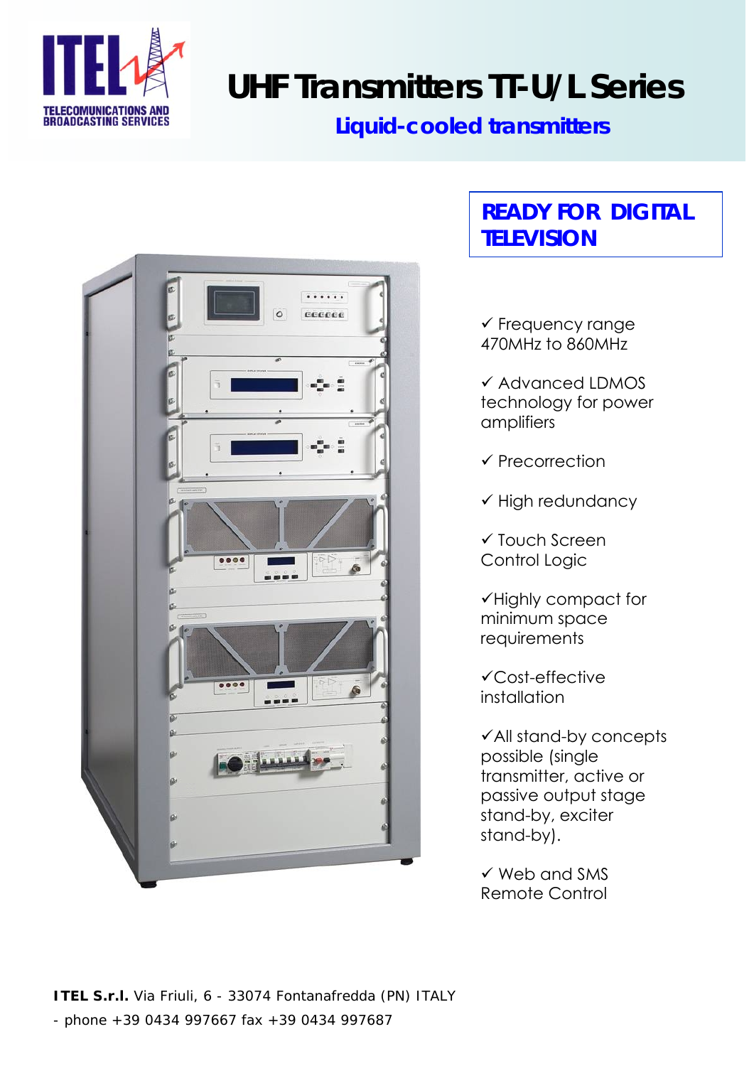ITEL TELECOMUNICATIONS AND BROADCASTING SERVICES

# UHF Transmitters TT-U/L Series

## Liquid-cooled transmitters

**READY FOR DIGITAL TELEVISION**

- ✓ Frequency range 470MHz to 860MHz
- ✓ Advanced LDMOS technology for power amplifiers
- ✓ Precorrection
- ✓ High redundancy
- ✓ Touch Screen Control Logic
- ✓Highly compact for minimum space requirements
- ✓Cost-effective installation
- ✓All stand-by concepts possible (single transmitter, active or passive output stage stand-by, exciter stand-by).
- ✓ Web and SMS Remote Control

**ITEL S.r.l.** Via Friuli, 6 - 33074 Fontanafredda (PN) ITALY - phone +39 0434 997667 fax +39 0434 997687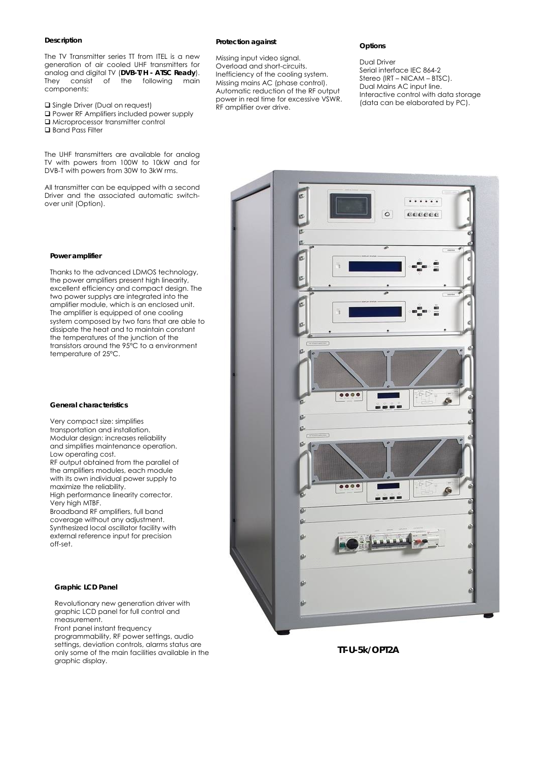### Description

The TV Transmitter series TT from ITEL is a new generation of air cooled UHF transmitters for analog and digital TV (**DVB-T/H - ATSC Ready**). They consist of the following main components:

- Single Driver (Dual on request)
- Power RF Amplifiers included power supply
- Microprocessor transmitter control
- Band Pass Filter

The UHF transmitters are available for analog TV with powers from 100W to 10kW and for DVB-T with powers from 30W to 3kW rms.

All transmitter can be equipped with a second Driver and the associated automatic switch-over unit (Option).

### Protection against

Missing input video signal.
Overload and short-circuits.
Inefficiency of the cooling system.
Missing mains AC (phase control).
Automatic reduction of the RF output power in real time for excessive VSWR.
RF amplifier over drive.

### Options

Dual Driver
Serial interface IEC 864-2
Stereo (IRT – NICAM – BTSC).
Dual Mains AC input line.
Interactive control with data storage (data can be elaborated by PC).

### Power amplifier

Thanks to the advanced LDMOS technology, the power amplifiers present high linearity, excellent efficiency and compact design. The two power supplys are integrated into the amplifier module, which is an enclosed unit. The amplifier is equipped of one cooling system composed by two fans that are able to dissipate the heat and to maintain constant the temperatures of the junction of the transistors around the 95°C to a environment temperature of 25°C.

### General characteristics

Very compact size: simplifies transportation and installation.
Modular design: increases reliability and simplifies maintenance operation.
Low operating cost.
RF output obtained from the parallel of the amplifiers modules, each module with its own individual power supply to maximize the reliability.
High performance linearity corrector.
Very high MTBF.
Broadband RF amplifiers, full band coverage without any adjustment.
Synthesized local oscillator facility with external reference input for precision off-set.

### Graphic LCD Panel

Revolutionary new generation driver with graphic LCD panel for full control and measurement.
Front panel instant frequency programmability, RF power settings, audio settings, deviation controls, alarms status are only some of the main facilities available in the graphic display.

**TT-U-5k/OPT2A**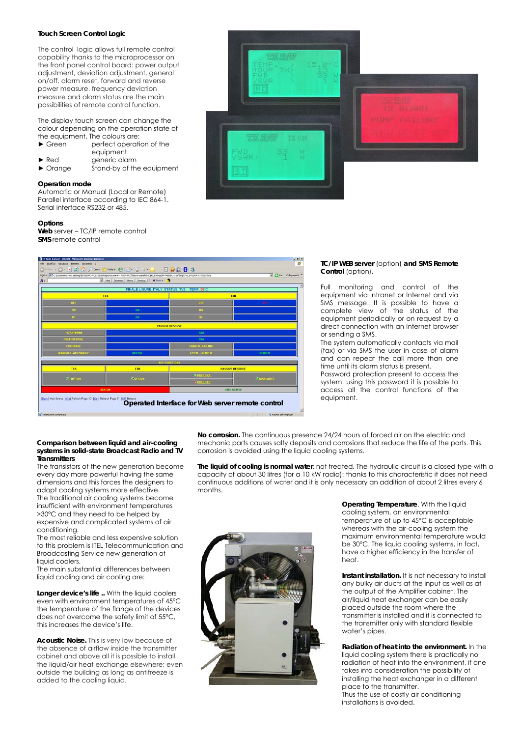### Touch Screen Control Logic

The control logic allows full remote control capability thanks to the microprocessor on the front panel control board: power output adjustment, deviation adjustment, general on/off, alarm reset, forward and reverse power measure, frequency deviation measure and alarm status are the main possibilities of remote control function.

The display touch screen can change the colour depending on the operation state of the equipment. The colours are:

- ► Green — perfect operation of the equipment
- ► Red — generic alarm
- ► Orange — Stand-by of the equipment

### Operation mode

Automatic or Manual (Local or Remote)
Parallel interface according to IEC 864-1.
Serial interface RS232 or 485.

### Options

**Web** server – TC/IP remote control
**SMS** remote control

Operated Interface for Web server remote control

**TC/IP WEB server** (option) **and SMS Remote Control** (option).

Full monitoring and control of the equipment via Intranet or Internet and via SMS message. It is possible to have a complete view of the status of the equipment periodically or on request by a direct connection with an Internet browser or sending a SMS.
The system automatically contacts via mail (fax) or via SMS the user in case of alarm and can repeat the call more than one time until its alarm status is present.
Password protection present to access the system: using this password it is possible to access all the control functions of the equipment.

### Comparison between liquid and air-cooling systems in solid-state Broadcast Radio and TV Transmitters

The transistors of the new generation become every day more powerful having the same dimensions and this forces the designers to adopt cooling systems more effective.
The traditional air cooling systems become insufficient with environment temperatures >30°C and they need to be helped by expensive and complicated systems of air conditioning.
The most reliable and less expensive solution to this problem is ITEL Telecommunication and Broadcasting Service new generation of liquid coolers.
The main substantial differences between liquid cooling and air cooling are:

**Longer device's life ..** With the liquid coolers even with environment temperatures of 45°C the temperature of the flange of the devices does not overcome the safety limit of 55°C, this increases the device's life.

**Acoustic Noise.** This is very low because of the absence of airflow inside the transmitter cabinet and above all it is possible to install the liquid/air heat exchange elsewhere; even outside the building as long as antifreeze is added to the cooling liquid.

**No corrosion.** The continuous presence 24/24 hours of forced air on the electric and mechanic parts causes salty deposits and corrosions that reduce the life of the parts. This corrosion is avoided using the liquid cooling systems.

**The liquid of cooling is normal water**, not treated. The hydraulic circuit is a closed type with a capacity of about 30 litres (for a 10 kW radio): thanks to this characteristic it does not need continuous additions of water and it is only necessary an addition of about 2 litres every 6 months.

**Operating Temperature**. With the liquid cooling system, an environmental temperature of up to 45°C is acceptable whereas with the air-cooling system the maximum environmental temperature would be 30°C. The liquid cooling systems, in fact, have a higher efficiency in the transfer of heat.

**Instant installation.** It is not necessary to install any bulky air ducts at the input as well as at the output of the Amplifier cabinet. The air/liquid heat exchanger can be easily placed outside the room where the transmitter is installed and it is connected to the transmitter only with standard flexible water's pipes.

**Radiation of heat into the environment.** In the liquid cooling system there is practically no radiation of heat into the environment, if one takes into consideration the possibility of installing the heat exchanger in a different place to the transmitter.
Thus the use of costly air conditioning installations is avoided.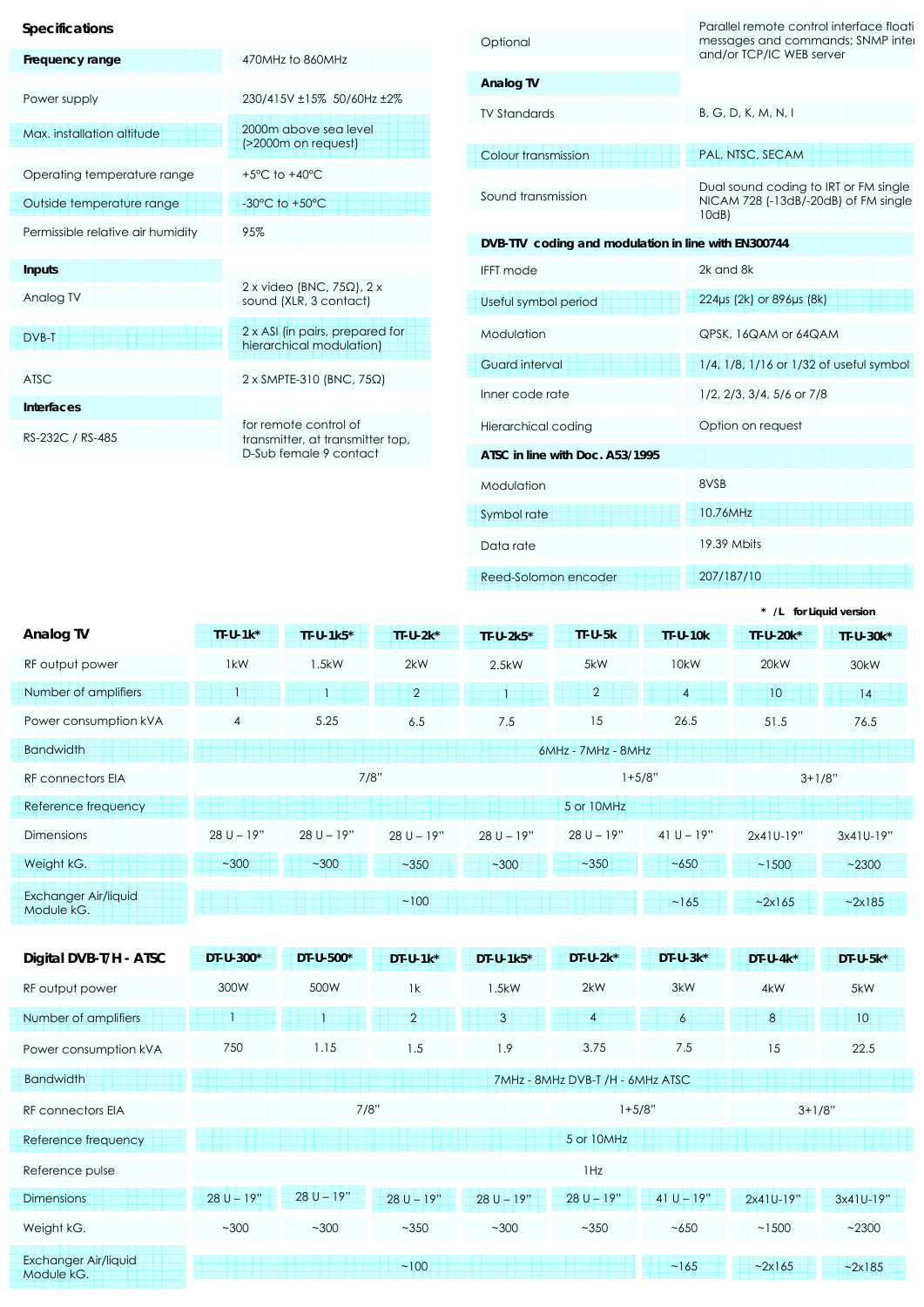## Specifications

| | |
|---|---|
| **Frequency range** | 470MHz to 860MHz |
| Power supply | 230/415V ±15% 50/60Hz ±2% |
| Max. installation altitude | 2000m above sea level (>2000m on request) |
| Operating temperature range | +5°C to +40°C |
| Outside temperature range | -30°C to +50°C |
| Permissible relative air humidity | 95% |
| **Inputs** | |
| Analog TV | 2 x video (BNC, 75Ω), 2 x sound (XLR, 3 contact) |
| DVB-T | 2 x ASI (in pairs, prepared for hierarchical modulation) |
| ATSC | 2 x SMPTE-310 (BNC, 75Ω) |
| **Interfaces** | |
| RS-232C / RS-485 | for remote control of transmitter, at transmitter top, D-Sub female 9 contact |
| Optional | Parallel remote control interface floati messages and commands; SNMP inter and/or TCP/IC WEB server |
| **Analog TV** | |
| TV Standards | B, G, D, K, M, N, I |
| Colour transmission | PAL, NTSC, SECAM |
| Sound transmission | Dual sound coding to IRT or FM single NICAM 728 (-13dB/-20dB) of FM single 10dB) |
| **DVB-T/V coding and modulation in line with EN300744** | |
| IFFT mode | 2k and 8k |
| Useful symbol period | 224µs (2k) or 896µs (8k) |
| Modulation | QPSK, 16QAM or 64QAM |
| Guard interval | 1/4, 1/8, 1/16 or 1/32 of useful symbol |
| Inner code rate | 1/2, 2/3, 3/4, 5/6 or 7/8 |
| Hierarchical coding | Option on request |
| **ATSC in line with Doc. A53/1995** | |
| Modulation | 8VSB |
| Symbol rate | 10.76MHz |
| Data rate | 19.39 Mbits |
| Reed-Solomon encoder | 207/187/10 |

\* / L for Liquid version

| **Analog TV** | TT-U-1k* | TT-U-1k5* | TT-U-2k* | TT-U-2k5* | TT-U-5k | TT-U-10k | TT-U-20k* | TT-U-30k* |
|---|---|---|---|---|---|---|---|---|
| RF output power | 1kW | 1.5kW | 2kW | 2.5kW | 5kW | 10kW | 20kW | 30kW |
| Number of amplifiers | 1 | 1 | 2 | 1 | 2 | 4 | 10 | 14 |
| Power consumption kVA | 4 | 5.25 | 6.5 | 7.5 | 15 | 26.5 | 51.5 | 76.5 |
| Bandwidth | 6MHz - 7MHz - 8MHz | | | | | | | |
| RF connectors EIA | 7/8" | | | | 1+5/8" | | 3+1/8" | |
| Reference frequency | 5 or 10MHz | | | | | | | |
| Dimensions | 28 U – 19" | 28 U – 19" | 28 U – 19" | 28 U – 19" | 28 U – 19" | 41 U – 19" | 2x41U-19" | 3x41U-19" |
| Weight kG. | ~300 | ~300 | ~350 | ~300 | ~350 | ~650 | ~1500 | ~2300 |
| Exchanger Air/liquid Module kG. | ~100 | | | | | ~165 | ~2x165 | ~2x185 |

| **Digital DVB-T/H - ATSC** | DT-U-300* | DT-U-500* | DT-U-1k* | DT-U-1k5* | DT-U-2k* | DT-U-3k* | DT-U-4k* | DT-U-5k* |
|---|---|---|---|---|---|---|---|---|
| RF output power | 300W | 500W | 1k | 1.5kW | 2kW | 3kW | 4kW | 5kW |
| Number of amplifiers | 1 | 1 | 2 | 3 | 4 | 6 | 8 | 10 |
| Power consumption kVA | 750 | 1.15 | 1.5 | 1.9 | 3.75 | 7.5 | 15 | 22.5 |
| Bandwidth | 7MHz - 8MHz DVB-T /H - 6MHz ATSC | | | | | | | |
| RF connectors EIA | 7/8" | | | | 1+5/8" | | 3+1/8" | |
| Reference frequency | 5 or 10MHz | | | | | | | |
| Reference pulse | 1Hz | | | | | | | |
| Dimensions | 28 U – 19" | 28 U – 19" | 28 U – 19" | 28 U – 19" | 28 U – 19" | 41 U – 19" | 2x41U-19" | 3x41U-19" |
| Weight kG. | ~300 | ~300 | ~350 | ~300 | ~350 | ~650 | ~1500 | ~2300 |
| Exchanger Air/liquid Module kG. | ~100 | | | | | ~165 | ~2x165 | ~2x185 |